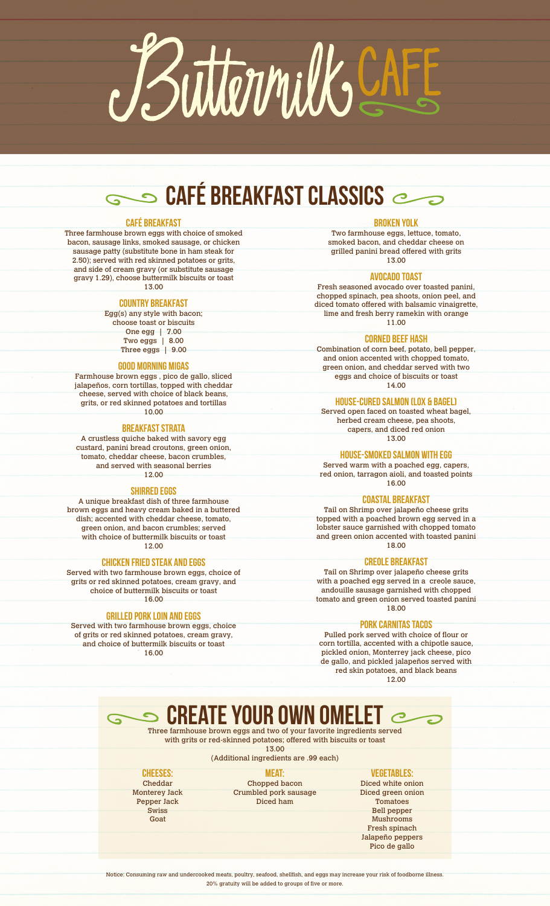# Buttermilk CAFE

## CAFÉ BREAKFAST CLASSICS

### CAFÉ BREAKFAST

Three farmhouse brown eggs with choice of smoked bacon, sausage links, smoked sausage, or chicken sausage patty (substitute bone in ham steak for 2.50); served with red skinned potatoes or grits, and side of cream gravy (or substitute sausage gravy 1.29), choose buttermilk biscuits or toast
13.00

### COUNTRY BREAKFAST

Egg(s) any style with bacon; choose toast or biscuits
One egg | 7.00
Two eggs | 8.00
Three eggs | 9.00

### GOOD MORNING MIGAS

Farmhouse brown eggs , pico de gallo, sliced jalapeños, corn tortillas, topped with cheddar cheese, served with choice of black beans, grits, or red skinned potatoes and tortillas
10.00

### BREAKFAST STRATA

A crustless quiche baked with savory egg custard, panini bread croutons, green onion, tomato, cheddar cheese, bacon crumbles, and served with seasonal berries
12.00

### SHIRRED EGGS

A unique breakfast dish of three farmhouse brown eggs and heavy cream baked in a buttered dish; accented with cheddar cheese, tomato, green onion, and bacon crumbles; served with choice of buttermilk biscuits or toast
12.00

### CHICKEN FRIED STEAK AND EGGS

Served with two farmhouse brown eggs, choice of grits or red skinned potatoes, cream gravy, and choice of buttermilk biscuits or toast
16.00

### GRILLED PORK LOIN AND EGGS

Served with two farmhouse brown eggs, choice of grits or red skinned potatoes, cream gravy, and choice of buttermilk biscuits or toast
16.00

### BROKEN YOLK

Two farmhouse eggs, lettuce, tomato, smoked bacon, and cheddar cheese on grilled panini bread offered with grits
13.00

### AVOCADO TOAST

Fresh seasoned avocado over toasted panini, chopped spinach, pea shoots, onion peel, and diced tomato offered with balsamic vinaigrette, lime and fresh berry ramekin with orange
11.00

### CORNED BEEF HASH

Combination of corn beef, potato, bell pepper, and onion accented with chopped tomato, green onion, and cheddar served with two eggs and choice of biscuits or toast
14.00

### HOUSE-CURED SALMON (LOX & BAGEL)

Served open faced on toasted wheat bagel, herbed cream cheese, pea shoots, capers, and diced red onion
13.00

### HOUSE-SMOKED SALMON WITH EGG

Served warm with a poached egg, capers, red onion, tarragon aioli, and toasted points
16.00

### COASTAL BREAKFAST

Tail on Shrimp over jalapeño cheese grits topped with a poached brown egg served in a lobster sauce garnished with chopped tomato and green onion accented with toasted panini
18.00

### CREOLE BREAKFAST

Tail on Shrimp over jalapeño cheese grits with a poached egg served in a creole sauce, andouille sausage garnished with chopped tomato and green onion served toasted panini
18.00

### PORK CARNITAS TACOS

Pulled pork served with choice of flour or corn tortilla, accented with a chipotle sauce, pickled onion, Monterrey jack cheese, pico de gallo, and pickled jalapeños served with red skin potatoes, and black beans
12.00

## CREATE YOUR OWN OMELET

Three farmhouse brown eggs and two of your favorite ingredients served with grits or red-skinned potatoes; offered with biscuits or toast
13.00
(Additional ingredients are .99 each)

### CHEESES:

Cheddar
Monterey Jack
Pepper Jack
Swiss
Goat

### MEAT:

Chopped bacon
Crumbled pork sausage
Diced ham

### VEGETABLES:

Diced white onion
Diced green onion
Tomatoes
Bell pepper
Mushrooms
Fresh spinach
Jalapeño peppers
Pico de gallo

Notice: Consuming raw and undercooked meats, poultry, seafood, shellfish, and eggs may increase your risk of foodborne illness.
20% gratuity will be added to groups of five or more.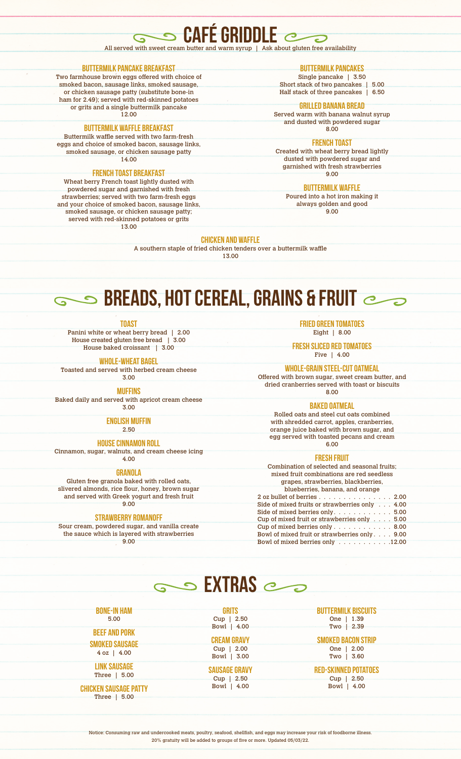# CAFÉ GRIDDLE

All served with sweet cream butter and warm syrup | Ask about gluten free availability

### BUTTERMILK PANCAKE BREAKFAST

Two farmhouse brown eggs offered with choice of smoked bacon, sausage links, smoked sausage, or chicken sausage patty (substitute bone-in ham for 2.49); served with red-skinned potatoes or grits and a single buttermilk pancake
12.00

### BUTTERMILK WAFFLE BREAKFAST

Buttermilk waffle served with two farm-fresh eggs and choice of smoked bacon, sausage links, smoked sausage, or chicken sausage patty
14.00

### FRENCH TOAST BREAKFAST

Wheat berry French toast lightly dusted with powdered sugar and garnished with fresh strawberries; served with two farm-fresh eggs and your choice of smoked bacon, sausage links, smoked sausage, or chicken sausage patty; served with red-skinned potatoes or grits
13.00

### BUTTERMILK PANCAKES

Single pancake | 3.50
Short stack of two pancakes | 5.00
Half stack of three pancakes | 6.50

### GRILLED BANANA BREAD

Served warm with banana walnut syrup and dusted with powdered sugar
8.00

### FRENCH TOAST

Created with wheat berry bread lightly dusted with powdered sugar and garnished with fresh strawberries
9.00

### BUTTERMILK WAFFLE

Poured into a hot iron making it always golden and good
9.00

### CHICKEN AND WAFFLE

A southern staple of fried chicken tenders over a buttermilk waffle
13.00

# BREADS, HOT CEREAL, GRAINS & FRUIT

### TOAST

Panini white or wheat berry bread | 2.00
House created gluten free bread | 3.00
House baked croissant | 3.00

### WHOLE-WHEAT BAGEL

Toasted and served with herbed cream cheese
3.00

### MUFFINS

Baked daily and served with apricot cream cheese
3.00

### ENGLISH MUFFIN

2.50

### HOUSE CINNAMON ROLL

Cinnamon, sugar, walnuts, and cream cheese icing
4.00

### GRANOLA

Gluten free granola baked with rolled oats, slivered almonds, rice flour, honey, brown sugar and served with Greek yogurt and fresh fruit
9.00

### STRAWBERRY ROMANOFF

Sour cream, powdered sugar, and vanilla create the sauce which is layered with strawberries
9.00

### FRIED GREEN TOMATOES

Eight | 8.00

### FRESH SLICED RED TOMATOES

Five | 4.00

### WHOLE-GRAIN STEEL-CUT OATMEAL

Offered with brown sugar, sweet cream butter, and dried cranberries served with toast or biscuits
8.00

### BAKED OATMEAL

Rolled oats and steel cut oats combined with shredded carrot, apples, cranberries, orange juice baked with brown sugar, and egg served with toasted pecans and cream
6.00

### FRESH FRUIT

Combination of selected and seasonal fruits; mixed fruit combinations are red seedless grapes, strawberries, blackberries, blueberries, banana, and orange

2 oz bullet of berries . . . . . . . . . . . . . . . 2.00
Side of mixed fruits or strawberries only . . . 4.00
Side of mixed berries only. . . . . . . . . . . . 5.00
Cup of mixed fruit or strawberries only . . . . 5.00
Cup of mixed berries only . . . . . . . . . . . . 8.00
Bowl of mixed fruit or strawberries only. . . . 9.00
Bowl of mixed berries only . . . . . . . . . . .12.00

# EXTRAS

### BONE-IN HAM

5.00

### BEEF AND PORK SMOKED SAUSAGE

4 oz | 4.00

### LINK SAUSAGE

Three | 5.00

### CHICKEN SAUSAGE PATTY

Three | 5.00

### GRITS

Cup | 2.50
Bowl | 4.00

### CREAM GRAVY

Cup | 2.00
Bowl | 3.00

### SAUSAGE GRAVY

Cup | 2.50
Bowl | 4.00

### BUTTERMILK BISCUITS

One | 1.39
Two | 2.39

### SMOKED BACON STRIP

One | 2.00
Two | 3.60

### RED-SKINNED POTATOES

Cup | 2.50
Bowl | 4.00

Notice: Consuming raw and undercooked meats, poultry, seafood, shellfish, and eggs may increase your risk of foodborne illness.
20% gratuity will be added to groups of five or more. Updated 05/03/22.